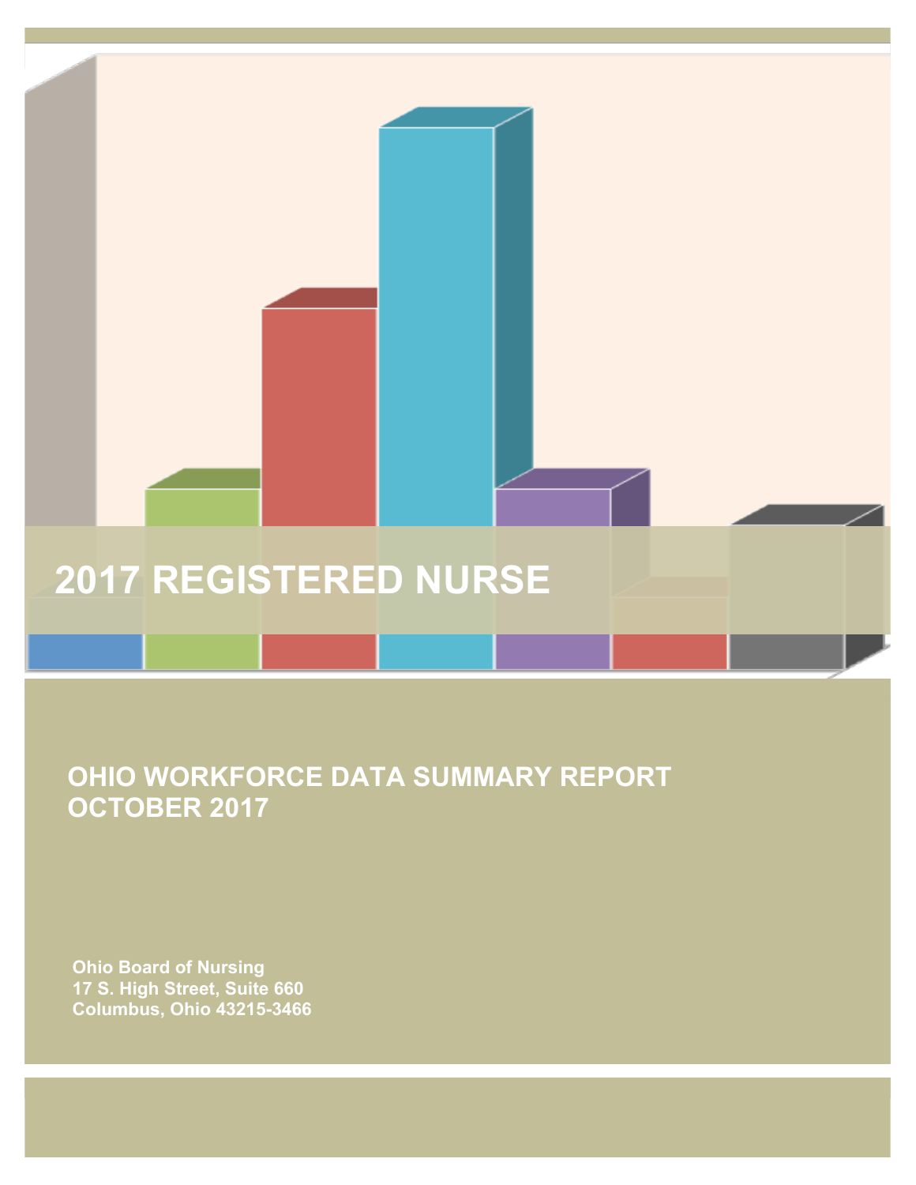# 2017 REGISTERED NURSE

## OHIO WORKFORCE DATA SUMMARY REPORT
## OCTOBER 2017

**Ohio Board of Nursing**
**17 S. High Street, Suite 660**
**Columbus, Ohio 43215-3466**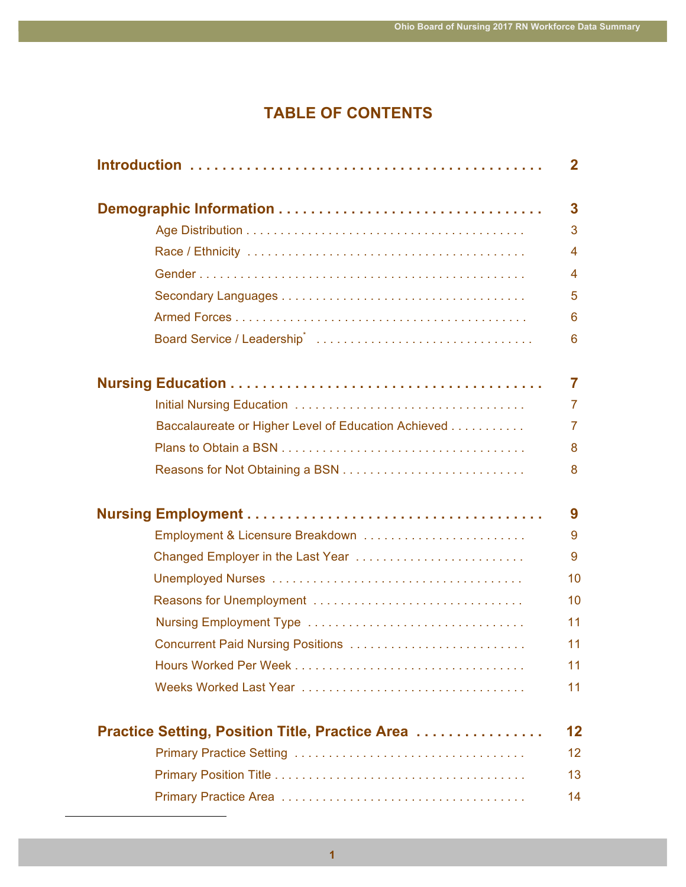# TABLE OF CONTENTS

**Introduction** . . . . . . . . . . . . . . . . . . . . . . . . . . . . . . . . . . . . . . . . . . . . **2**

**Demographic Information** . . . . . . . . . . . . . . . . . . . . . . . . . . . . . . . . . **3**

- Age Distribution . . . . . . . . . . . . . . . . . . . . . . . . . . . . . . . . . . . . . . . . . 3
- Race / Ethnicity . . . . . . . . . . . . . . . . . . . . . . . . . . . . . . . . . . . . . . . . 4
- Gender . . . . . . . . . . . . . . . . . . . . . . . . . . . . . . . . . . . . . . . . . . . . . . . 4
- Secondary Languages . . . . . . . . . . . . . . . . . . . . . . . . . . . . . . . . . . . . 5
- Armed Forces . . . . . . . . . . . . . . . . . . . . . . . . . . . . . . . . . . . . . . . . . . 6
- Board Service / Leadership* . . . . . . . . . . . . . . . . . . . . . . . . . . . . . . . . 6

**Nursing Education** . . . . . . . . . . . . . . . . . . . . . . . . . . . . . . . . . . . . . . . **7**

- Initial Nursing Education . . . . . . . . . . . . . . . . . . . . . . . . . . . . . . . . . 7
- Baccalaureate or Higher Level of Education Achieved . . . . . . . . . . . 7
- Plans to Obtain a BSN . . . . . . . . . . . . . . . . . . . . . . . . . . . . . . . . . . . . 8
- Reasons for Not Obtaining a BSN . . . . . . . . . . . . . . . . . . . . . . . . . . 8

**Nursing Employment** . . . . . . . . . . . . . . . . . . . . . . . . . . . . . . . . . . . . . **9**

- Employment & Licensure Breakdown . . . . . . . . . . . . . . . . . . . . . . . . 9
- Changed Employer in the Last Year . . . . . . . . . . . . . . . . . . . . . . . . . 9
- Unemployed Nurses . . . . . . . . . . . . . . . . . . . . . . . . . . . . . . . . . . . . . 10
- Reasons for Unemployment . . . . . . . . . . . . . . . . . . . . . . . . . . . . . . . 10
- Nursing Employment Type . . . . . . . . . . . . . . . . . . . . . . . . . . . . . . . . 11
- Concurrent Paid Nursing Positions . . . . . . . . . . . . . . . . . . . . . . . . . . 11
- Hours Worked Per Week . . . . . . . . . . . . . . . . . . . . . . . . . . . . . . . . . 11
- Weeks Worked Last Year . . . . . . . . . . . . . . . . . . . . . . . . . . . . . . . . . 11

**Practice Setting, Position Title, Practice Area** . . . . . . . . . . . . . . . . **12**

- Primary Practice Setting . . . . . . . . . . . . . . . . . . . . . . . . . . . . . . . . . . 12
- Primary Position Title . . . . . . . . . . . . . . . . . . . . . . . . . . . . . . . . . . . . 13
- Primary Practice Area . . . . . . . . . . . . . . . . . . . . . . . . . . . . . . . . . . . . 14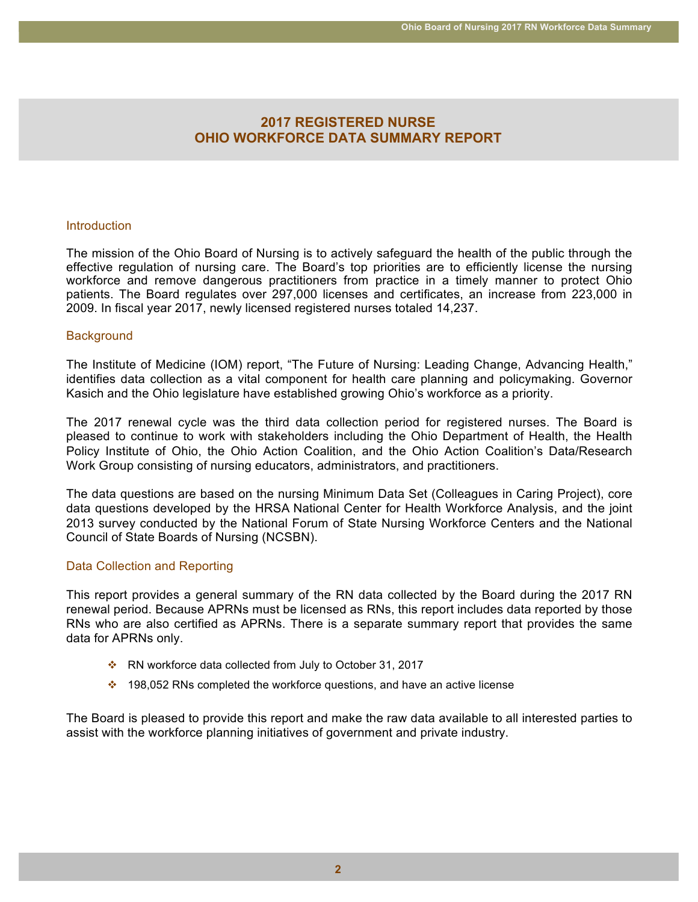# 2017 REGISTERED NURSE OHIO WORKFORCE DATA SUMMARY REPORT

## Introduction

The mission of the Ohio Board of Nursing is to actively safeguard the health of the public through the effective regulation of nursing care. The Board's top priorities are to efficiently license the nursing workforce and remove dangerous practitioners from practice in a timely manner to protect Ohio patients. The Board regulates over 297,000 licenses and certificates, an increase from 223,000 in 2009. In fiscal year 2017, newly licensed registered nurses totaled 14,237.

## Background

The Institute of Medicine (IOM) report, "The Future of Nursing: Leading Change, Advancing Health," identifies data collection as a vital component for health care planning and policymaking. Governor Kasich and the Ohio legislature have established growing Ohio's workforce as a priority.

The 2017 renewal cycle was the third data collection period for registered nurses. The Board is pleased to continue to work with stakeholders including the Ohio Department of Health, the Health Policy Institute of Ohio, the Ohio Action Coalition, and the Ohio Action Coalition's Data/Research Work Group consisting of nursing educators, administrators, and practitioners.

The data questions are based on the nursing Minimum Data Set (Colleagues in Caring Project), core data questions developed by the HRSA National Center for Health Workforce Analysis, and the joint 2013 survey conducted by the National Forum of State Nursing Workforce Centers and the National Council of State Boards of Nursing (NCSBN).

## Data Collection and Reporting

This report provides a general summary of the RN data collected by the Board during the 2017 RN renewal period. Because APRNs must be licensed as RNs, this report includes data reported by those RNs who are also certified as APRNs. There is a separate summary report that provides the same data for APRNs only.

- RN workforce data collected from July to October 31, 2017
- 198,052 RNs completed the workforce questions, and have an active license

The Board is pleased to provide this report and make the raw data available to all interested parties to assist with the workforce planning initiatives of government and private industry.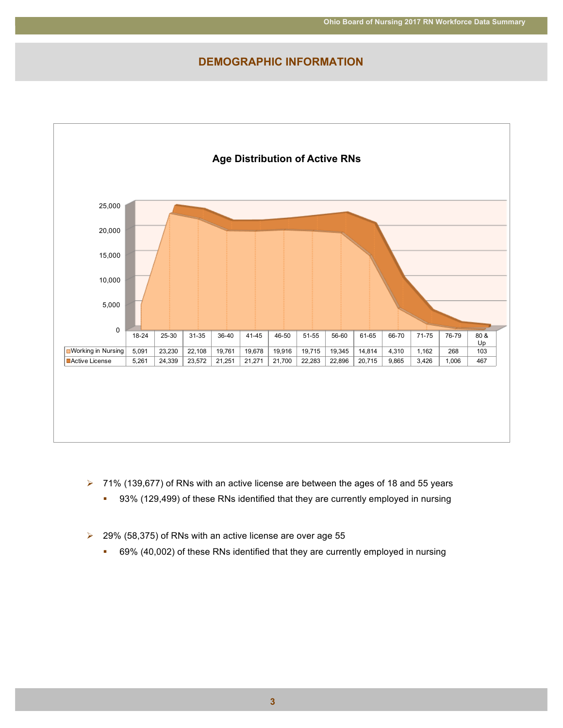## DEMOGRAPHIC INFORMATION

**Age Distribution of Active RNs**

| | 18-24 | 25-30 | 31-35 | 36-40 | 41-45 | 46-50 | 51-55 | 56-60 | 61-65 | 66-70 | 71-75 | 76-79 | 80 & Up |
|---|---|---|---|---|---|---|---|---|---|---|---|---|---|
| Working in Nursing | 5,091 | 23,230 | 22,108 | 19,761 | 19,678 | 19,916 | 19,715 | 19,345 | 14,814 | 4,310 | 1,162 | 268 | 103 |
| Active License | 5,261 | 24,339 | 23,572 | 21,251 | 21,271 | 21,700 | 22,283 | 22,896 | 20,715 | 9,865 | 3,426 | 1,006 | 467 |

- 71% (139,677) of RNs with an active license are between the ages of 18 and 55 years
  - 93% (129,499) of these RNs identified that they are currently employed in nursing

- 29% (58,375) of RNs with an active license are over age 55
  - 69% (40,002) of these RNs identified that they are currently employed in nursing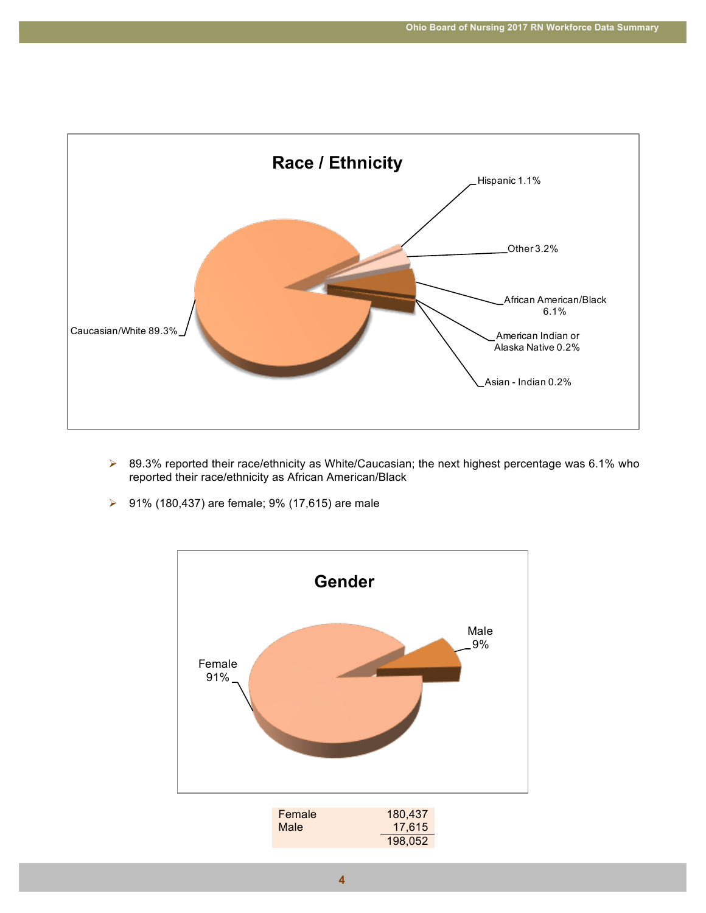## Race / Ethnicity

- Caucasian/White 89.3%
- African American/Black 6.1%
- Other 3.2%
- Hispanic 1.1%
- American Indian or Alaska Native 0.2%
- Asian - Indian 0.2%

- 89.3% reported their race/ethnicity as White/Caucasian; the next highest percentage was 6.1% who reported their race/ethnicity as African American/Black
- 91% (180,437) are female; 9% (17,615) are male

## Gender

- Female 91%
- Male 9%

| | |
|---|---|
| Female | 180,437 |
| Male | 17,615 |
| | 198,052 |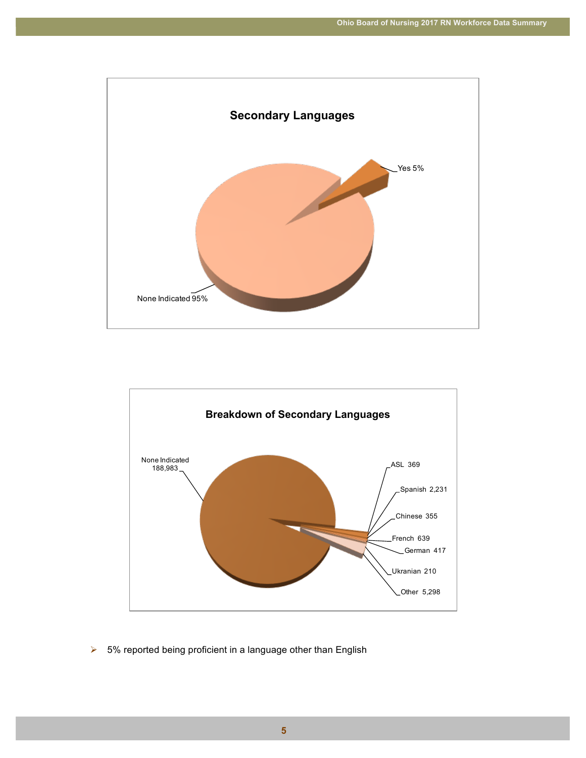## Secondary Languages

| Response | Percent |
| --- | --- |
| Yes | 5% |
| None Indicated | 95% |

## Breakdown of Secondary Languages

| Language | Count |
| --- | --- |
| None Indicated | 188,983 |
| ASL | 369 |
| Spanish | 2,231 |
| Chinese | 355 |
| French | 639 |
| German | 417 |
| Ukranian | 210 |
| Other | 5,298 |

- 5% reported being proficient in a language other than English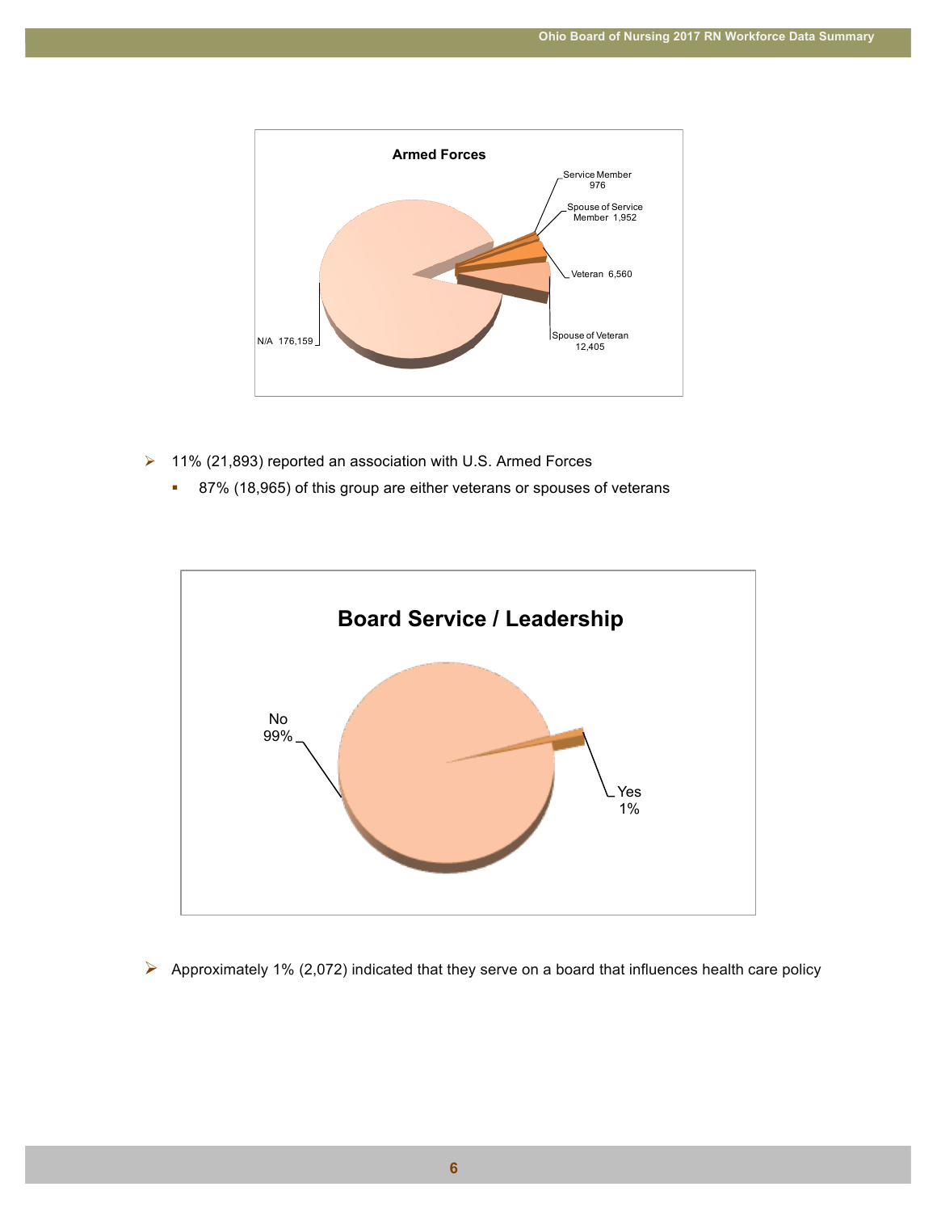**Armed Forces**

Service Member 976

Spouse of Service Member 1,952

Veteran 6,560

Spouse of Veteran 12,405

N/A 176,159

- 11% (21,893) reported an association with U.S. Armed Forces
  - 87% (18,965) of this group are either veterans or spouses of veterans

**Board Service / Leadership**

No 99%

Yes 1%

- Approximately 1% (2,072) indicated that they serve on a board that influences health care policy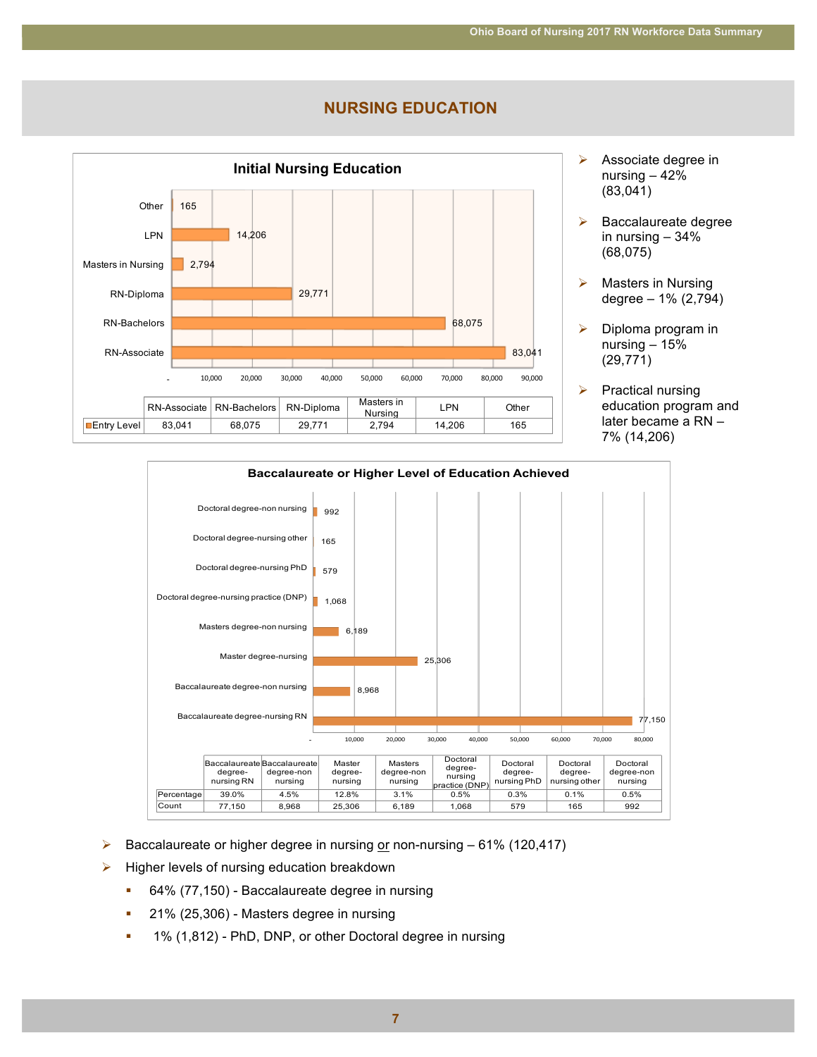# NURSING EDUCATION

**Initial Nursing Education**

| | RN-Associate | RN-Bachelors | RN-Diploma | Masters in Nursing | LPN | Other |
|---|---|---|---|---|---|---|
| Entry Level | 83,041 | 68,075 | 29,771 | 2,794 | 14,206 | 165 |

- Associate degree in nursing – 42% (83,041)
- Baccalaureate degree in nursing – 34% (68,075)
- Masters in Nursing degree – 1% (2,794)
- Diploma program in nursing – 15% (29,771)
- Practical nursing education program and later became a RN – 7% (14,206)

**Baccalaureate or Higher Level of Education Achieved**

| | Baccalaureate degree-nursing RN | Baccalaureate degree-non nursing | Master degree-nursing | Masters degree-non nursing | Doctoral degree-nursing practice (DNP) | Doctoral degree-nursing PhD | Doctoral degree-nursing other | Doctoral degree-non nursing |
|---|---|---|---|---|---|---|---|---|
| Percentage | 39.0% | 4.5% | 12.8% | 3.1% | 0.5% | 0.3% | 0.1% | 0.5% |
| Count | 77,150 | 8,968 | 25,306 | 6,189 | 1,068 | 579 | 165 | 992 |

- Baccalaureate or higher degree in nursing or non-nursing – 61% (120,417)
- Higher levels of nursing education breakdown
  - 64% (77,150) - Baccalaureate degree in nursing
  - 21% (25,306) - Masters degree in nursing
  - 1% (1,812) - PhD, DNP, or other Doctoral degree in nursing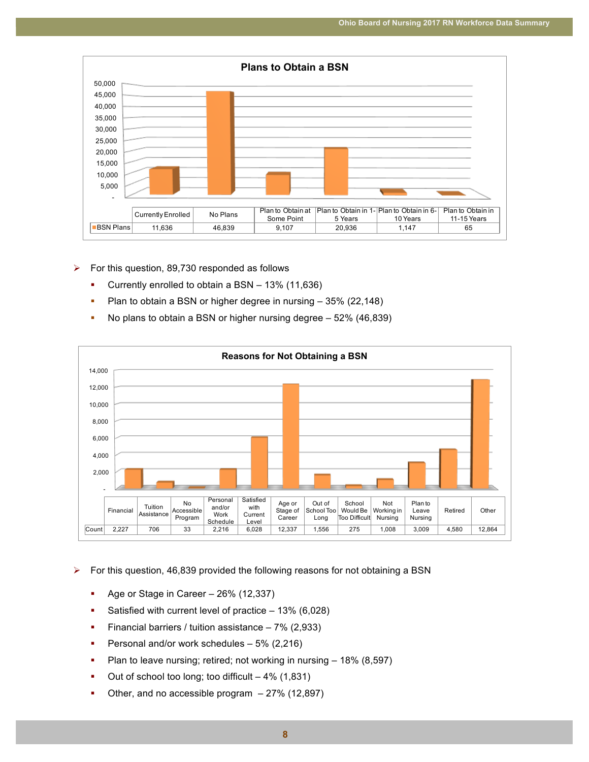**Plans to Obtain a BSN**

| | Currently Enrolled | No Plans | Plan to Obtain at Some Point | Plan to Obtain in 1-5 Years | Plan to Obtain in 6-10 Years | Plan to Obtain in 11-15 Years |
|---|---|---|---|---|---|---|
| BSN Plans | 11,636 | 46,839 | 9,107 | 20,936 | 1,147 | 65 |

- For this question, 89,730 responded as follows
  - Currently enrolled to obtain a BSN – 13% (11,636)
  - Plan to obtain a BSN or higher degree in nursing – 35% (22,148)
  - No plans to obtain a BSN or higher nursing degree – 52% (46,839)

**Reasons for Not Obtaining a BSN**

| | Financial | Tuition Assistance | No Accessible Program | Personal and/or Work Schedule | Satisfied with Current Level | Age or Stage of Career | Out of School Too Long | School Would Be Too Difficult | Not Working in Nursing | Plan to Leave Nursing | Retired | Other |
|---|---|---|---|---|---|---|---|---|---|---|---|---|
| Count | 2,227 | 706 | 33 | 2,216 | 6,028 | 12,337 | 1,556 | 275 | 1,008 | 3,009 | 4,580 | 12,864 |

- For this question, 46,839 provided the following reasons for not obtaining a BSN
  - Age or Stage in Career – 26% (12,337)
  - Satisfied with current level of practice – 13% (6,028)
  - Financial barriers / tuition assistance – 7% (2,933)
  - Personal and/or work schedules – 5% (2,216)
  - Plan to leave nursing; retired; not working in nursing – 18% (8,597)
  - Out of school too long; too difficult – 4% (1,831)
  - Other, and no accessible program – 27% (12,897)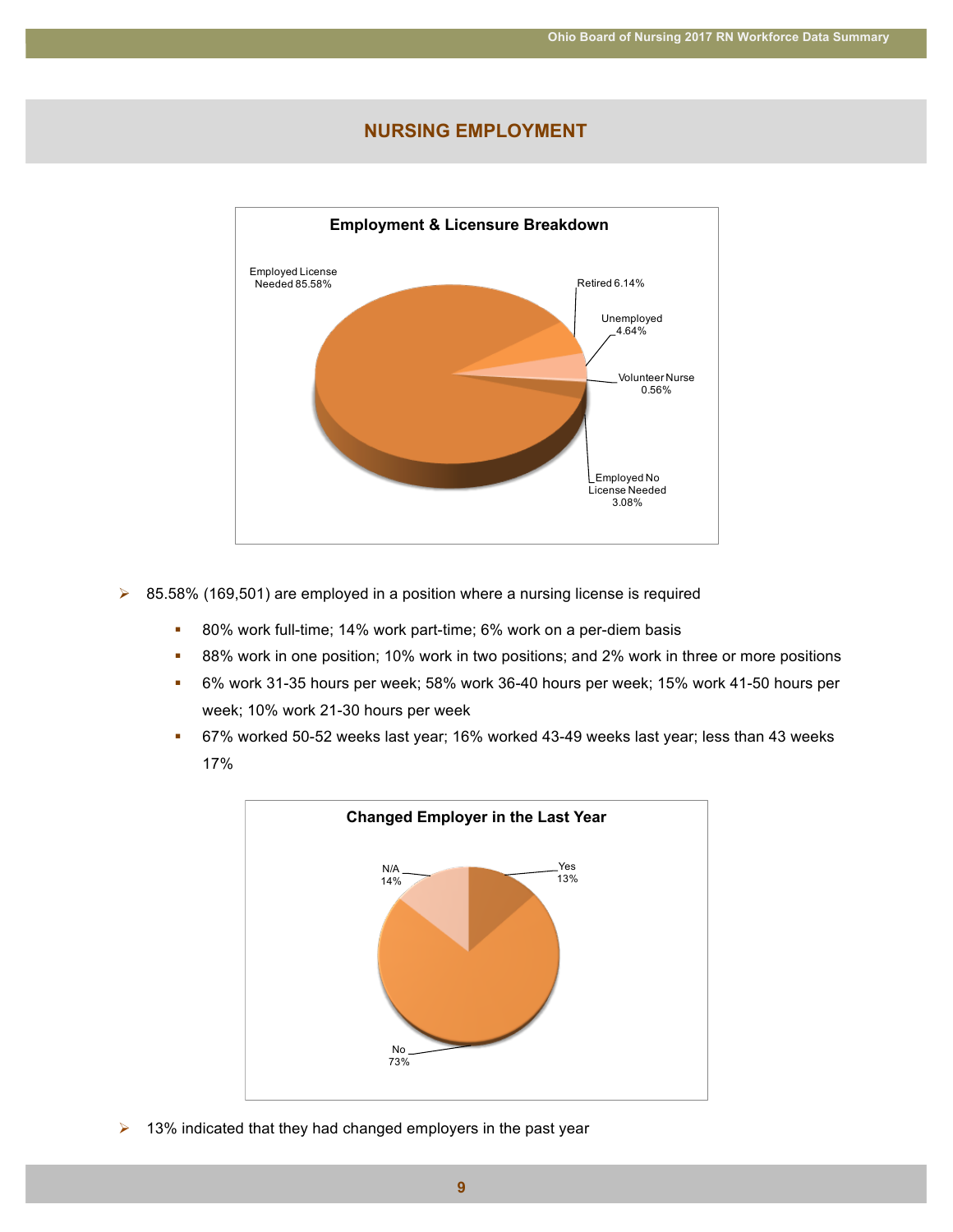## NURSING EMPLOYMENT

**Employment & Licensure Breakdown**

Employed License Needed 85.58%

Retired 6.14%

Unemployed 4.64%

Volunteer Nurse 0.56%

Employed No License Needed 3.08%

- 85.58% (169,501) are employed in a position where a nursing license is required
  - 80% work full-time; 14% work part-time; 6% work on a per-diem basis
  - 88% work in one position; 10% work in two positions; and 2% work in three or more positions
  - 6% work 31-35 hours per week; 58% work 36-40 hours per week; 15% work 41-50 hours per week; 10% work 21-30 hours per week
  - 67% worked 50-52 weeks last year; 16% worked 43-49 weeks last year; less than 43 weeks 17%

**Changed Employer in the Last Year**

N/A 14%

Yes 13%

No 73%

- 13% indicated that they had changed employers in the past year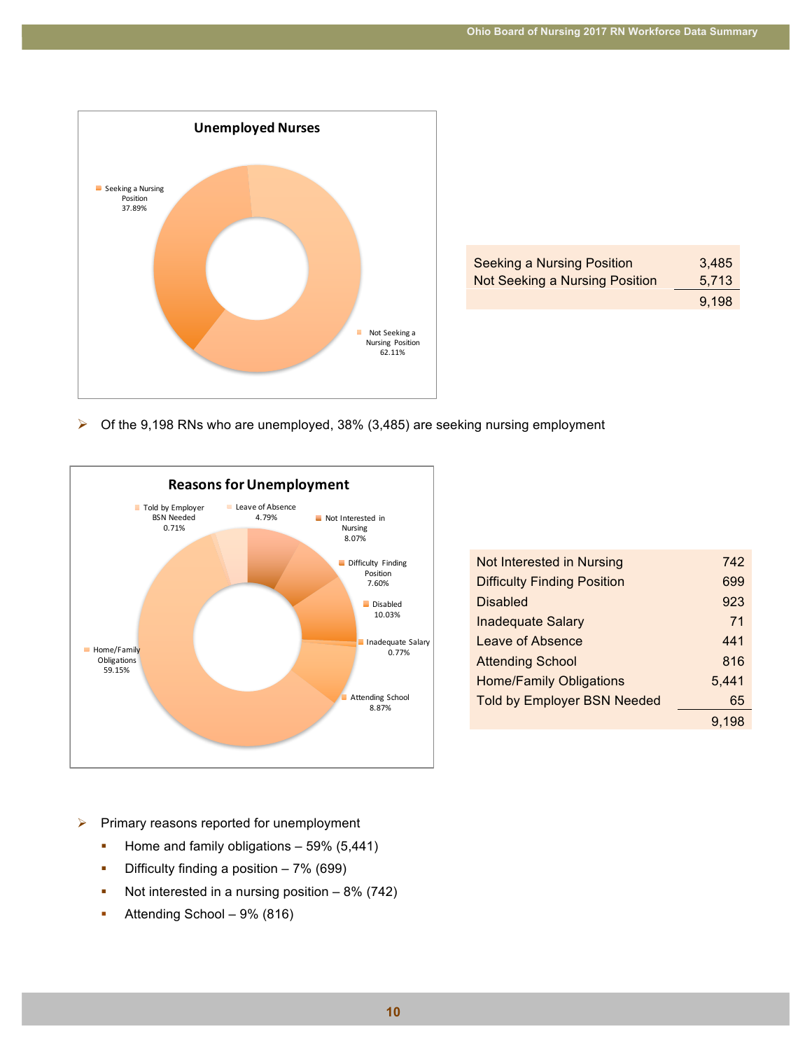**Unemployed Nurses**

- Seeking a Nursing Position 37.89%
- Not Seeking a Nursing Position 62.11%

| | |
|---|---|
| Seeking a Nursing Position | 3,485 |
| Not Seeking a Nursing Position | 5,713 |
| | 9,198 |

- Of the 9,198 RNs who are unemployed, 38% (3,485) are seeking nursing employment

**Reasons for Unemployment**

- Told by Employer BSN Needed 0.71%
- Leave of Absence 4.79%
- Not Interested in Nursing 8.07%
- Difficulty Finding Position 7.60%
- Disabled 10.03%
- Inadequate Salary 0.77%
- Attending School 8.87%
- Home/Family Obligations 59.15%

| | |
|---|---|
| Not Interested in Nursing | 742 |
| Difficulty Finding Position | 699 |
| Disabled | 923 |
| Inadequate Salary | 71 |
| Leave of Absence | 441 |
| Attending School | 816 |
| Home/Family Obligations | 5,441 |
| Told by Employer BSN Needed | 65 |
| | 9,198 |

- Primary reasons reported for unemployment
  - Home and family obligations – 59% (5,441)
  - Difficulty finding a position – 7% (699)
  - Not interested in a nursing position – 8% (742)
  - Attending School – 9% (816)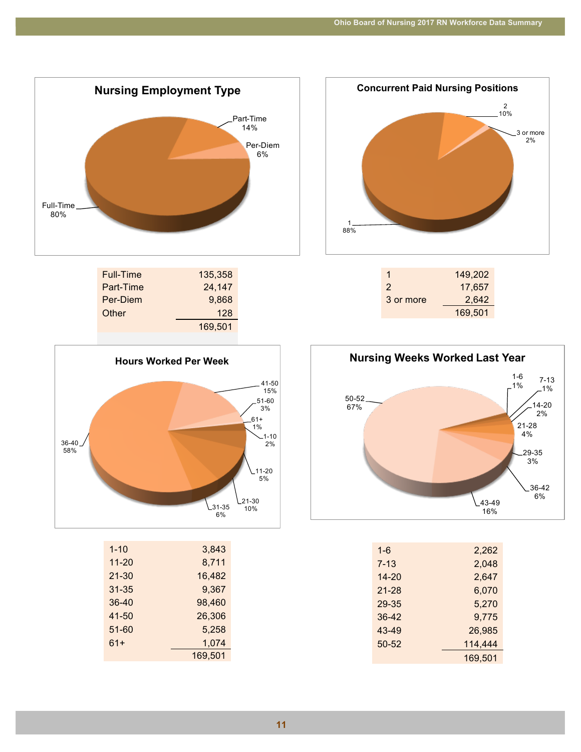## Nursing Employment Type

Full-Time 80%, Part-Time 14%, Per-Diem 6%

| | |
|---|---|
| Full-Time | 135,358 |
| Part-Time | 24,147 |
| Per-Diem | 9,868 |
| Other | 128 |
| | 169,501 |

## Concurrent Paid Nursing Positions

1: 88%, 2: 10%, 3 or more: 2%

| | |
|---|---|
| 1 | 149,202 |
| 2 | 17,657 |
| 3 or more | 2,642 |
| | 169,501 |

## Hours Worked Per Week

1-10: 2%, 11-20: 5%, 21-30: 10%, 31-35: 6%, 36-40: 58%, 41-50: 15%, 51-60: 3%, 61+: 1%

| | |
|---|---|
| 1-10 | 3,843 |
| 11-20 | 8,711 |
| 21-30 | 16,482 |
| 31-35 | 9,367 |
| 36-40 | 98,460 |
| 41-50 | 26,306 |
| 51-60 | 5,258 |
| 61+ | 1,074 |
| | 169,501 |

## Nursing Weeks Worked Last Year

1-6: 1%, 7-13: 1%, 14-20: 2%, 21-28: 4%, 29-35: 3%, 36-42: 6%, 43-49: 16%, 50-52: 67%

| | |
|---|---|
| 1-6 | 2,262 |
| 7-13 | 2,048 |
| 14-20 | 2,647 |
| 21-28 | 6,070 |
| 29-35 | 5,270 |
| 36-42 | 9,775 |
| 43-49 | 26,985 |
| 50-52 | 114,444 |
| | 169,501 |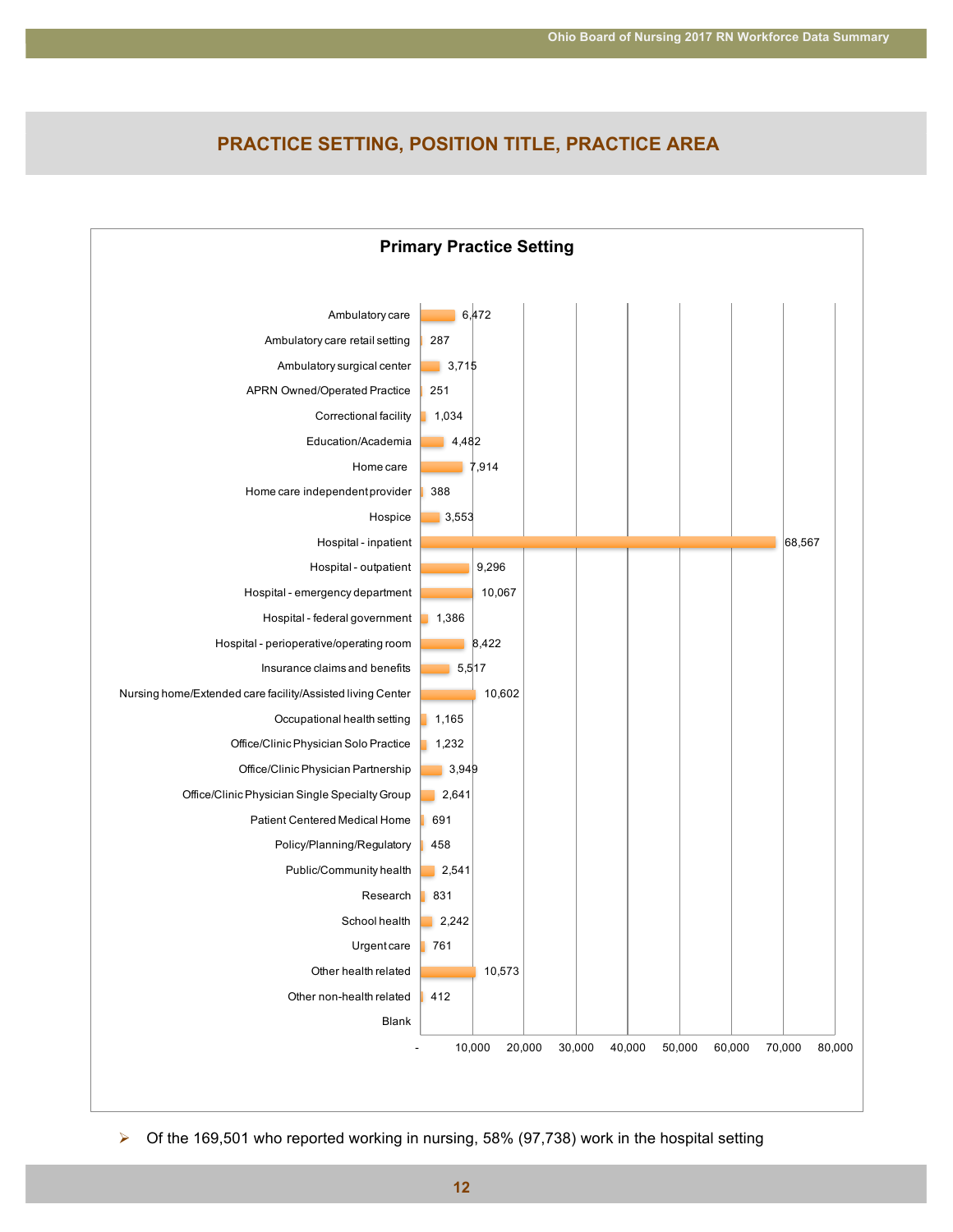## PRACTICE SETTING, POSITION TITLE, PRACTICE AREA

**Primary Practice Setting**

| Practice Setting | Count |
|---|---|
| Ambulatory care | 6,472 |
| Ambulatory care retail setting | 287 |
| Ambulatory surgical center | 3,715 |
| APRN Owned/Operated Practice | 251 |
| Correctional facility | 1,034 |
| Education/Academia | 4,482 |
| Home care | 7,914 |
| Home care independent provider | 388 |
| Hospice | 3,553 |
| Hospital - inpatient | 68,567 |
| Hospital - outpatient | 9,296 |
| Hospital - emergency department | 10,067 |
| Hospital - federal government | 1,386 |
| Hospital - perioperative/operating room | 8,422 |
| Insurance claims and benefits | 5,517 |
| Nursing home/Extended care facility/Assisted living Center | 10,602 |
| Occupational health setting | 1,165 |
| Office/Clinic Physician Solo Practice | 1,232 |
| Office/Clinic Physician Partnership | 3,949 |
| Office/Clinic Physician Single Specialty Group | 2,641 |
| Patient Centered Medical Home | 691 |
| Policy/Planning/Regulatory | 458 |
| Public/Community health | 2,541 |
| Research | 831 |
| School health | 2,242 |
| Urgent care | 761 |
| Other health related | 10,573 |
| Other non-health related | 412 |
| Blank | |

- Of the 169,501 who reported working in nursing, 58% (97,738) work in the hospital setting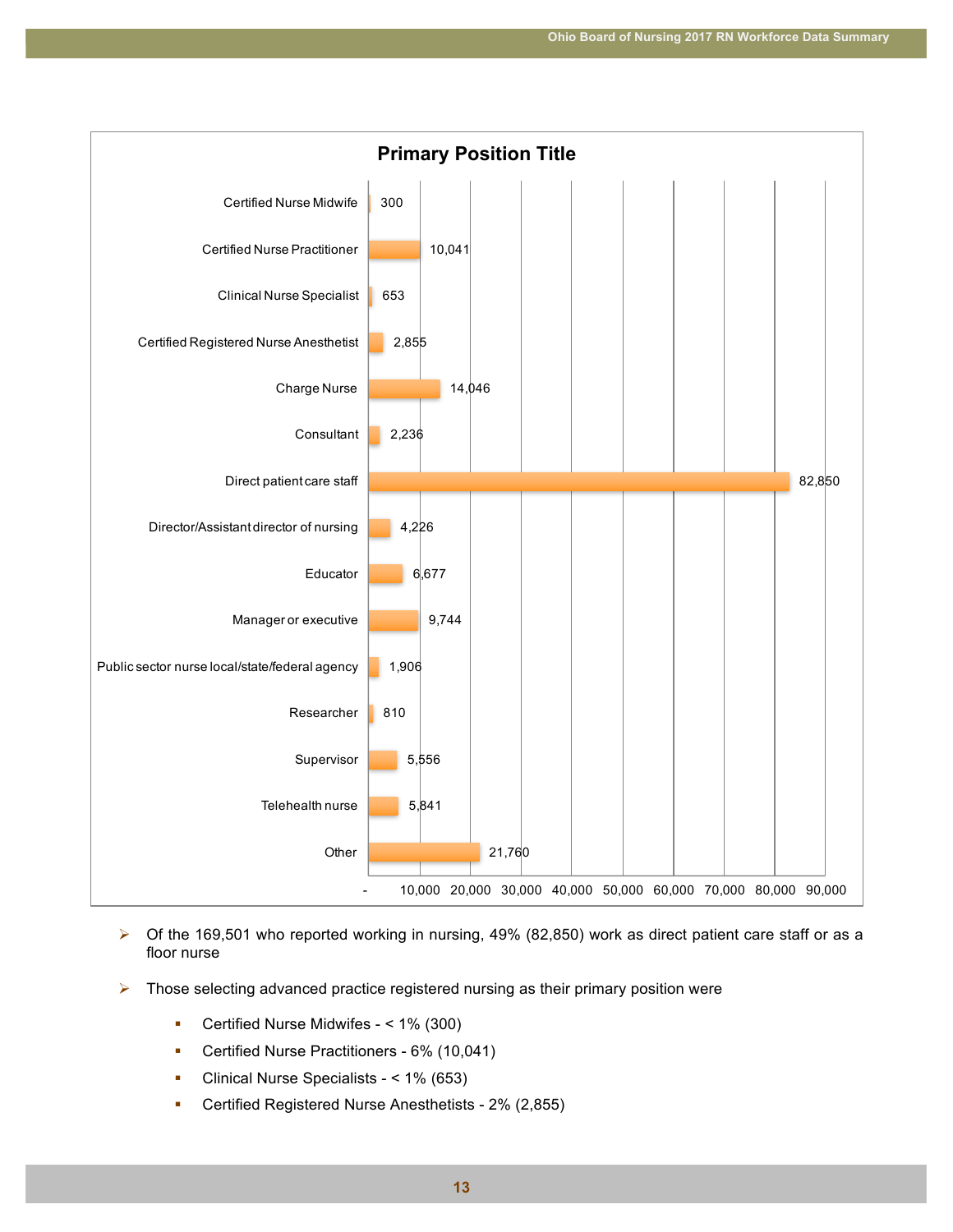## Primary Position Title

| Position | Count |
|---|---|
| Certified Nurse Midwife | 300 |
| Certified Nurse Practitioner | 10,041 |
| Clinical Nurse Specialist | 653 |
| Certified Registered Nurse Anesthetist | 2,855 |
| Charge Nurse | 14,046 |
| Consultant | 2,236 |
| Direct patient care staff | 82,850 |
| Director/Assistant director of nursing | 4,226 |
| Educator | 6,677 |
| Manager or executive | 9,744 |
| Public sector nurse local/state/federal agency | 1,906 |
| Researcher | 810 |
| Supervisor | 5,556 |
| Telehealth nurse | 5,841 |
| Other | 21,760 |

- Of the 169,501 who reported working in nursing, 49% (82,850) work as direct patient care staff or as a floor nurse
- Those selecting advanced practice registered nursing as their primary position were
  - Certified Nurse Midwifes - < 1% (300)
  - Certified Nurse Practitioners - 6% (10,041)
  - Clinical Nurse Specialists - < 1% (653)
  - Certified Registered Nurse Anesthetists - 2% (2,855)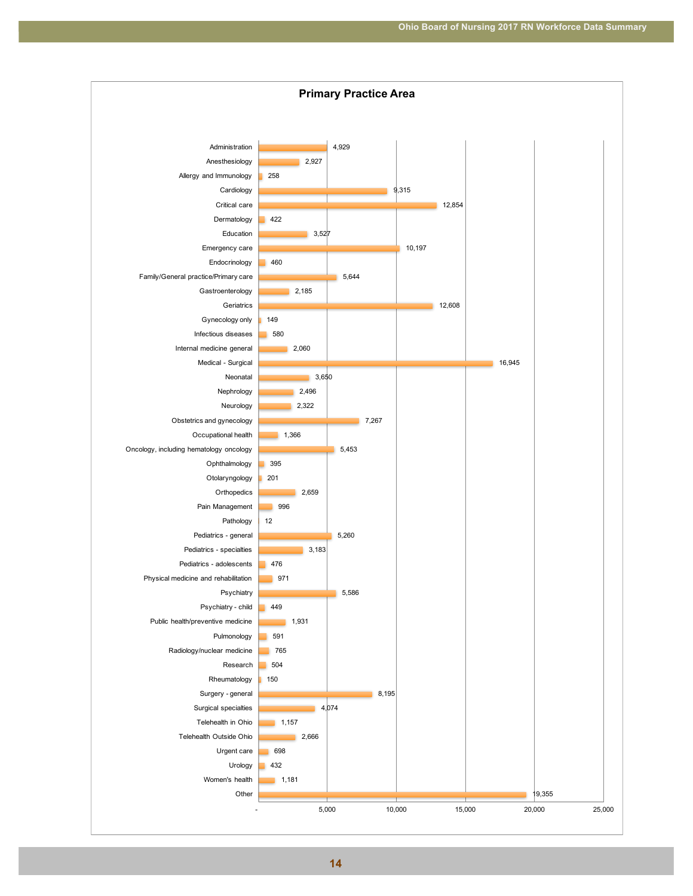Primary Practice Area

Administration 4,929
Anesthesiology 2,927
Allergy and Immunology 258
Cardiology 9,315
Critical care 12,854
Dermatology 422
Education 3,527
Emergency care 10,197
Endocrinology 460
Family/General practice/Primary care 5,644
Gastroenterology 2,185
Geriatrics 12,608
Gynecology only 149
Infectious diseases 580
Internal medicine general 2,060
Medical - Surgical 16,945
Neonatal 3,650
Nephrology 2,496
Neurology 2,322
Obstetrics and gynecology 7,267
Occupational health 1,366
Oncology, including hematology oncology 5,453
Ophthalmology 395
Otolaryngology 201
Orthopedics 2,659
Pain Management 996
Pathology 12
Pediatrics - general 5,260
Pediatrics - specialties 3,183
Pediatrics - adolescents 476
Physical medicine and rehabilitation 971
Psychiatry 5,586
Psychiatry - child 449
Public health/preventive medicine 1,931
Pulmonology 591
Radiology/nuclear medicine 765
Research 504
Rheumatology 150
Surgery - general 8,195
Surgical specialties 4,074
Telehealth in Ohio 1,157
Telehealth Outside Ohio 2,666
Urgent care 698
Urology 432
Women's health 1,181
Other 19,355

- 5,000 10,000 15,000 20,000 25,000